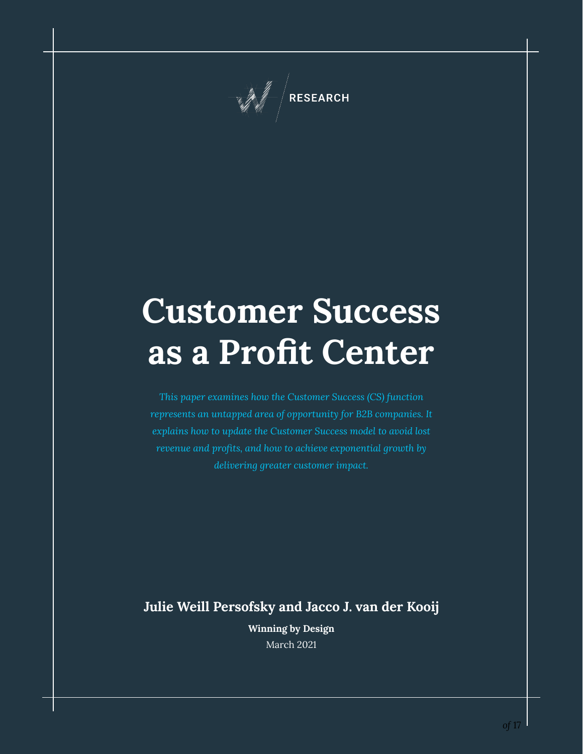RESEARCH

# Customer Success as a Profit Center

*This paper examines how the Customer Success (CS) function represents an untapped area of opportunity for B2B companies. It explains how to update the Customer Success model to avoid lost revenue and profits, and how to achieve exponential growth by delivering greater customer impact.*

**Julie Weill Persofsky and Jacco J. van der Kooij**

**Winning by Design**

March 2021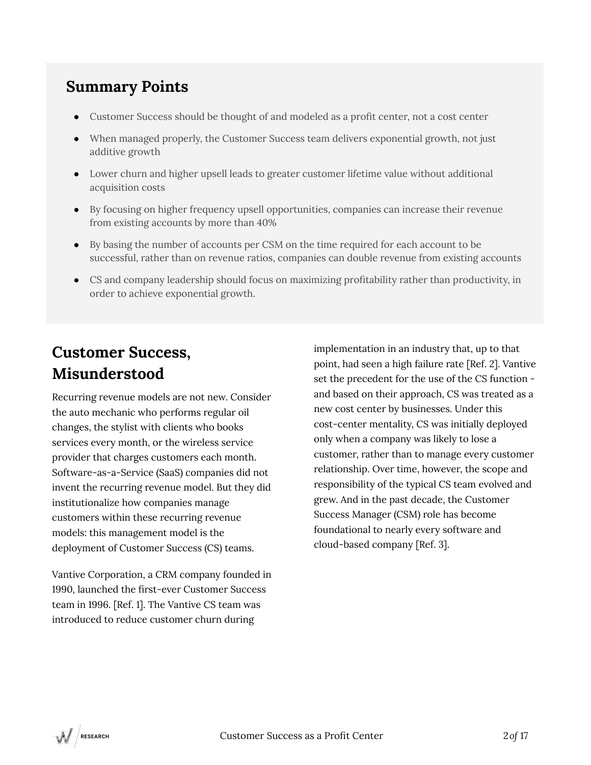## Summary Points

- Customer Success should be thought of and modeled as a profit center, not a cost center
- When managed properly, the Customer Success team delivers exponential growth, not just additive growth
- Lower churn and higher upsell leads to greater customer lifetime value without additional acquisition costs
- By focusing on higher frequency upsell opportunities, companies can increase their revenue from existing accounts by more than 40%
- By basing the number of accounts per CSM on the time required for each account to be successful, rather than on revenue ratios, companies can double revenue from existing accounts
- CS and company leadership should focus on maximizing profitability rather than productivity, in order to achieve exponential growth.

## Customer Success, Misunderstood

Recurring revenue models are not new. Consider the auto mechanic who performs regular oil changes, the stylist with clients who books services every month, or the wireless service provider that charges customers each month. Software-as-a-Service (SaaS) companies did not invent the recurring revenue model. But they did institutionalize how companies manage customers within these recurring revenue models: this management model is the deployment of Customer Success (CS) teams.

Vantive Corporation, a CRM company founded in 1990, launched the first-ever Customer Success team in 1996. [Ref. 1]. The Vantive CS team was introduced to reduce customer churn during implementation in an industry that, up to that point, had seen a high failure rate [Ref. 2]. Vantive set the precedent for the use of the CS function - and based on their approach, CS was treated as a new cost center by businesses. Under this cost-center mentality, CS was initially deployed only when a company was likely to lose a customer, rather than to manage every customer relationship. Over time, however, the scope and responsibility of the typical CS team evolved and grew. And in the past decade, the Customer Success Manager (CSM) role has become foundational to nearly every software and cloud-based company [Ref. 3].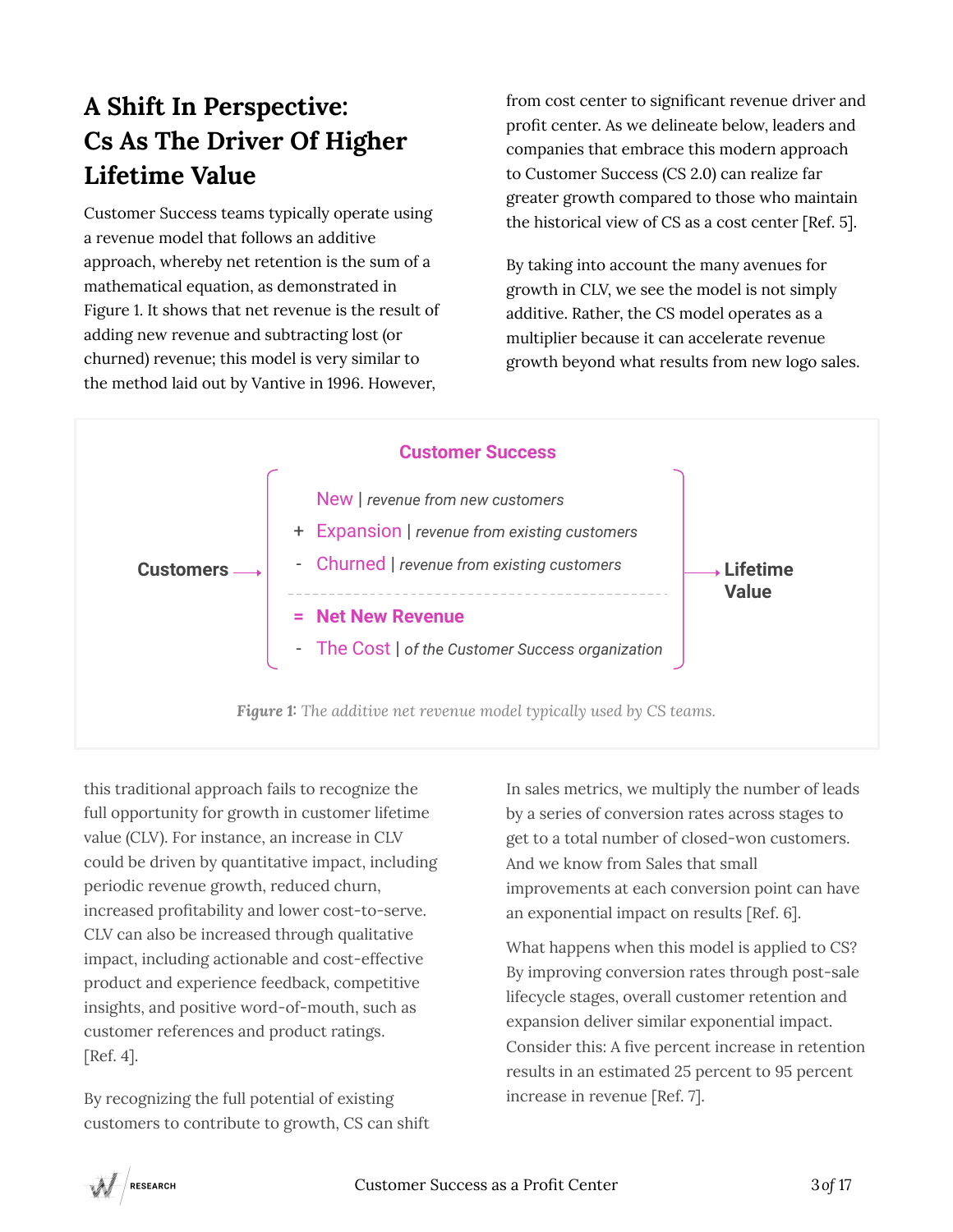## A Shift In Perspective: Cs As The Driver Of Higher Lifetime Value

Customer Success teams typically operate using a revenue model that follows an additive approach, whereby net retention is the sum of a mathematical equation, as demonstrated in Figure 1. It shows that net revenue is the result of adding new revenue and subtracting lost (or churned) revenue; this model is very similar to the method laid out by Vantive in 1996. However, this traditional approach fails to recognize the full opportunity for growth in customer lifetime value (CLV). For instance, an increase in CLV could be driven by quantitative impact, including periodic revenue growth, reduced churn, increased profitability and lower cost-to-serve. CLV can also be increased through qualitative impact, including actionable and cost-effective product and experience feedback, competitive insights, and positive word-of-mouth, such as customer references and product ratings. [Ref. 4].

By recognizing the full potential of existing customers to contribute to growth, CS can shift from cost center to significant revenue driver and profit center. As we delineate below, leaders and companies that embrace this modern approach to Customer Success (CS 2.0) can realize far greater growth compared to those who maintain the historical view of CS as a cost center [Ref. 5].

By taking into account the many avenues for growth in CLV, we see the model is not simply additive. Rather, the CS model operates as a multiplier because it can accelerate revenue growth beyond what results from new logo sales.

**Customer Success**

Customers →

| | |
|---|---|
| | **New** \| *revenue from new customers* |
| + | **Expansion** \| *revenue from existing customers* |
| - | **Churned** \| *revenue from existing customers* |
| = | **Net New Revenue** |
| - | **The Cost** \| *of the Customer Success organization* |

→ Lifetime Value

***Figure 1:*** *The additive net revenue model typically used by CS teams.*

In sales metrics, we multiply the number of leads by a series of conversion rates across stages to get to a total number of closed-won customers. And we know from Sales that small improvements at each conversion point can have an exponential impact on results [Ref. 6].

What happens when this model is applied to CS? By improving conversion rates through post-sale lifecycle stages, overall customer retention and expansion deliver similar exponential impact. Consider this: A five percent increase in retention results in an estimated 25 percent to 95 percent increase in revenue [Ref. 7].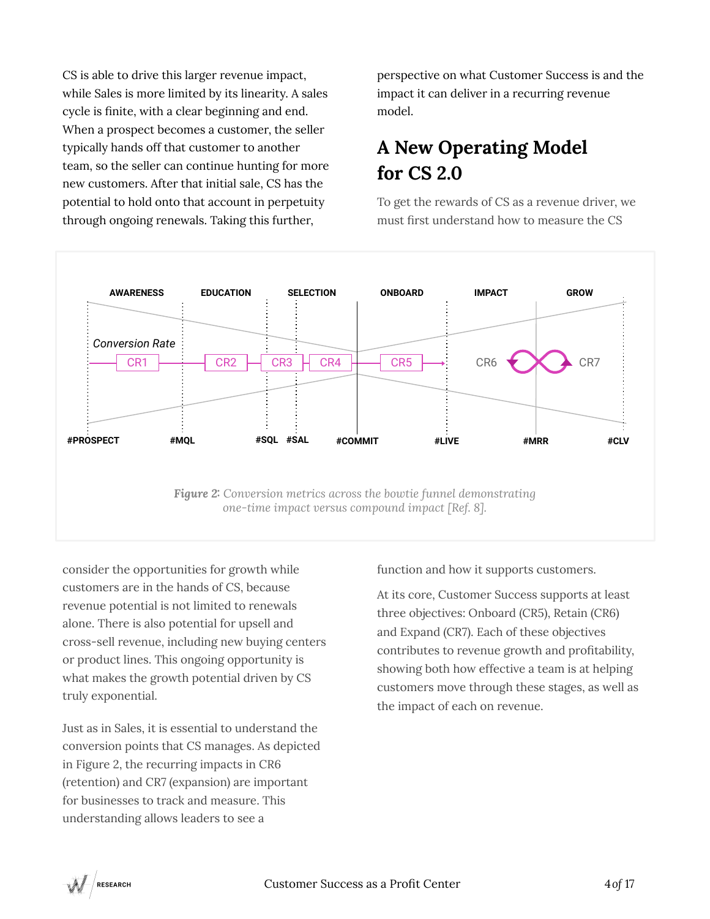CS is able to drive this larger revenue impact, while Sales is more limited by its linearity. A sales cycle is finite, with a clear beginning and end. When a prospect becomes a customer, the seller typically hands off that customer to another team, so the seller can continue hunting for more new customers. After that initial sale, CS has the potential to hold onto that account in perpetuity through ongoing renewals. Taking this further, consider the opportunities for growth while customers are in the hands of CS, because revenue potential is not limited to renewals alone. There is also potential for upsell and cross-sell revenue, including new buying centers or product lines. This ongoing opportunity is what makes the growth potential driven by CS truly exponential.

Just as in Sales, it is essential to understand the conversion points that CS manages. As depicted in Figure 2, the recurring impacts in CR6 (retention) and CR7 (expansion) are important for businesses to track and measure. This understanding allows leaders to see a perspective on what Customer Success is and the impact it can deliver in a recurring revenue model.

## A New Operating Model for CS 2.0

To get the rewards of CS as a revenue driver, we must first understand how to measure the CS function and how it supports customers.

AWARENESS | EDUCATION | SELECTION | ONBOARD | IMPACT | GROW

Conversion Rate: CR1, CR2, CR3, CR4, CR5, CR6, CR7

#PROSPECT | #MQL | #SQL | #SAL | #COMMIT | #LIVE | #MRR | #CLV

***Figure 2:*** *Conversion metrics across the bowtie funnel demonstrating one-time impact versus compound impact [Ref. 8].*

At its core, Customer Success supports at least three objectives: Onboard (CR5), Retain (CR6) and Expand (CR7). Each of these objectives contributes to revenue growth and profitability, showing both how effective a team is at helping customers move through these stages, as well as the impact of each on revenue.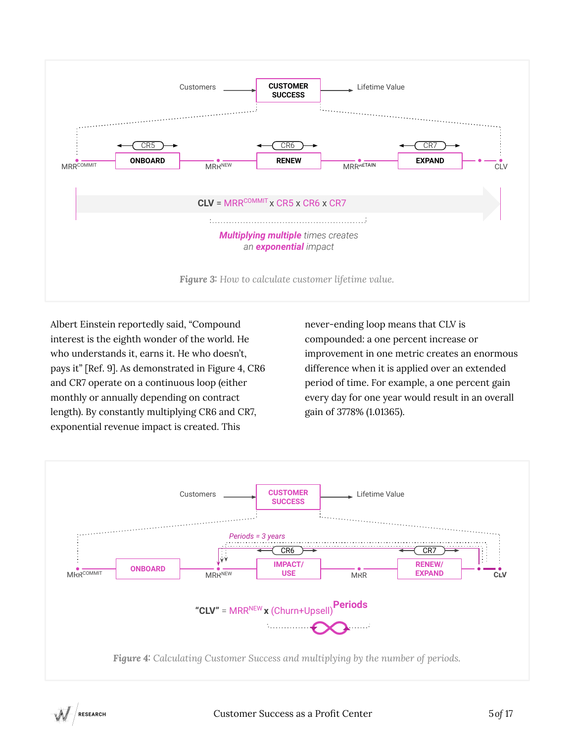Customers → CUSTOMER SUCCESS → Lifetime Value

$MRR^{COMMIT}$ — ONBOARD (CR5) — $MRR^{NEW}$ — RENEW (CR6) — $MRR^{RETAIN}$ — EXPAND (CR7) — CLV

**CLV** = $MRR^{COMMIT}$ x CR5 x CR6 x CR7

***Multiplying multiple*** *times creates an* ***exponential*** *impact*

***Figure 3:*** *How to calculate customer lifetime value.*

Albert Einstein reportedly said, "Compound interest is the eighth wonder of the world. He who understands it, earns it. He who doesn't, pays it" [Ref. 9]. As demonstrated in Figure 4, CR6 and CR7 operate on a continuous loop (either monthly or annually depending on contract length). By constantly multiplying CR6 and CR7, exponential revenue impact is created. This never-ending loop means that CLV is compounded: a one percent increase or improvement in one metric creates an enormous difference when it is applied over an extended period of time. For example, a one percent gain every day for one year would result in an overall gain of 3778% ($1.01^{365}$).

Customers → CUSTOMER SUCCESS → Lifetime Value

*Periods = 3 years*

$MRR^{COMMIT}$ — ONBOARD — $MRR^{NEW}$ — IMPACT/USE (CR6) — MRR — RENEW/EXPAND (CR7) — CLV

**"CLV"** = $MRR^{NEW}$ **x** $(Churn+Upsell)^{Periods}$

***Figure 4:*** *Calculating Customer Success and multiplying by the number of periods.*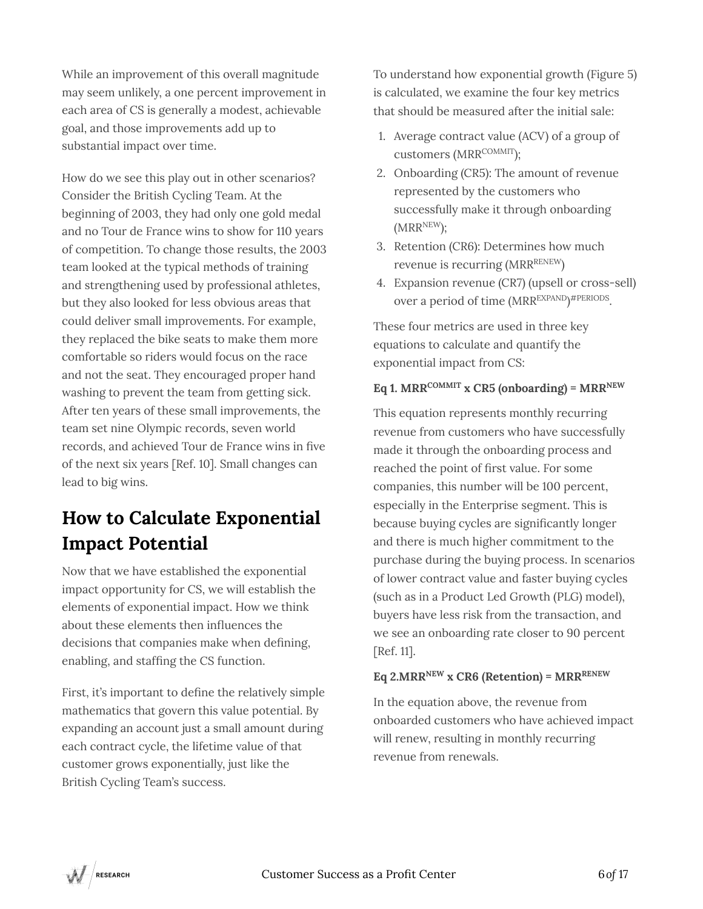While an improvement of this overall magnitude may seem unlikely, a one percent improvement in each area of CS is generally a modest, achievable goal, and those improvements add up to substantial impact over time.

How do we see this play out in other scenarios? Consider the British Cycling Team. At the beginning of 2003, they had only one gold medal and no Tour de France wins to show for 110 years of competition. To change those results, the 2003 team looked at the typical methods of training and strengthening used by professional athletes, but they also looked for less obvious areas that could deliver small improvements. For example, they replaced the bike seats to make them more comfortable so riders would focus on the race and not the seat. They encouraged proper hand washing to prevent the team from getting sick. After ten years of these small improvements, the team set nine Olympic records, seven world records, and achieved Tour de France wins in five of the next six years [Ref. 10]. Small changes can lead to big wins.

## How to Calculate Exponential Impact Potential

Now that we have established the exponential impact opportunity for CS, we will establish the elements of exponential impact. How we think about these elements then influences the decisions that companies make when defining, enabling, and staffing the CS function.

First, it's important to define the relatively simple mathematics that govern this value potential. By expanding an account just a small amount during each contract cycle, the lifetime value of that customer grows exponentially, just like the British Cycling Team's success.

To understand how exponential growth (Figure 5) is calculated, we examine the four key metrics that should be measured after the initial sale:

1. Average contract value (ACV) of a group of customers ($MRR^{COMMIT}$);
2. Onboarding (CR5): The amount of revenue represented by the customers who successfully make it through onboarding ($MRR^{NEW}$);
3. Retention (CR6): Determines how much revenue is recurring ($MRR^{RENEW}$)
4. Expansion revenue (CR7) (upsell or cross-sell) over a period of time $(MRR^{EXPAND})^{\#PERIODS}$.

These four metrics are used in three key equations to calculate and quantify the exponential impact from CS:

**Eq 1. $MRR^{COMMIT}$ x CR5 (onboarding) = $MRR^{NEW}$**

This equation represents monthly recurring revenue from customers who have successfully made it through the onboarding process and reached the point of first value. For some companies, this number will be 100 percent, especially in the Enterprise segment. This is because buying cycles are significantly longer and there is much higher commitment to the purchase during the buying process. In scenarios of lower contract value and faster buying cycles (such as in a Product Led Growth (PLG) model), buyers have less risk from the transaction, and we see an onboarding rate closer to 90 percent [Ref. 11].

**Eq 2. $MRR^{NEW}$ x CR6 (Retention) = $MRR^{RENEW}$**

In the equation above, the revenue from onboarded customers who have achieved impact will renew, resulting in monthly recurring revenue from renewals.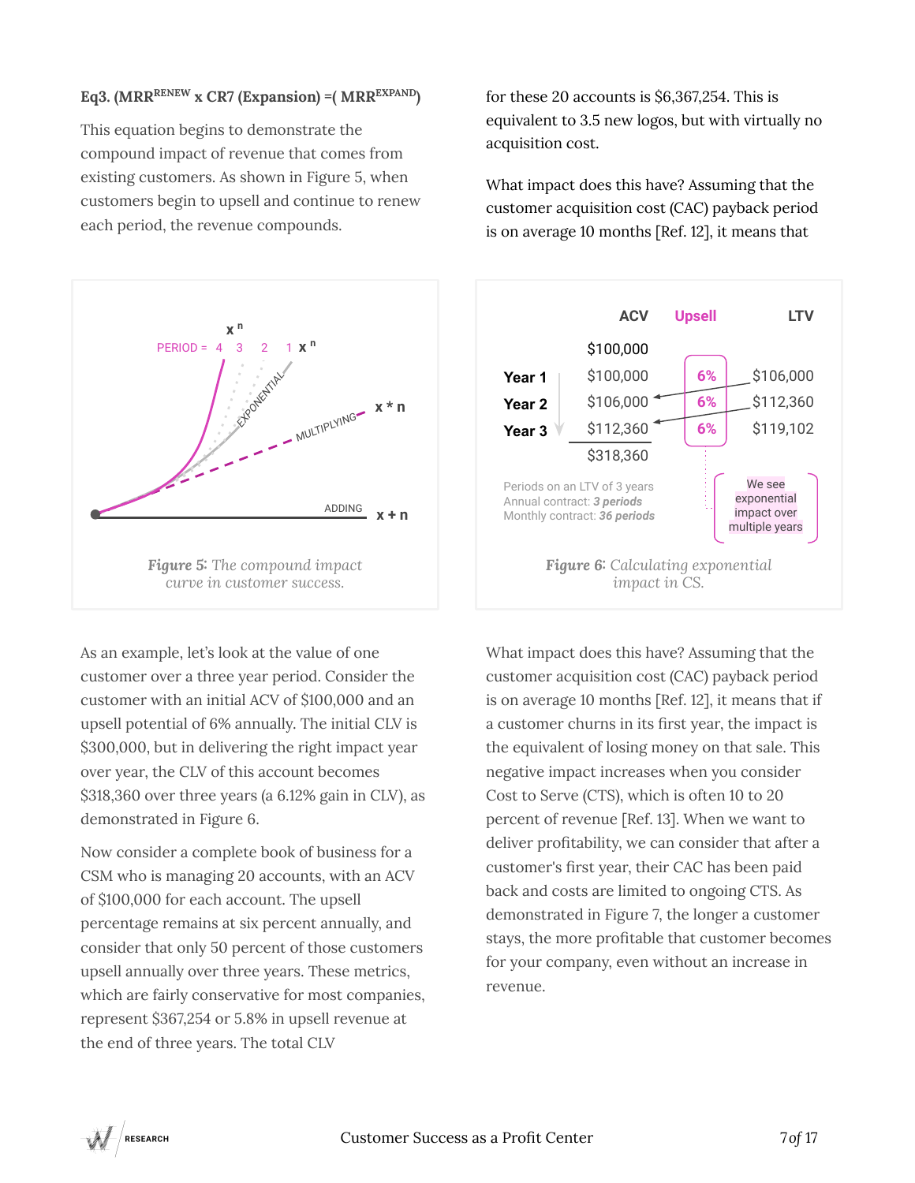**Eq3. ($MRR^{RENEW}$ x CR7 (Expansion) =( $MRR^{EXPAND}$)**

This equation begins to demonstrate the compound impact of revenue that comes from existing customers. As shown in Figure 5, when customers begin to upsell and continue to renew each period, the revenue compounds.

*Figure 5: The compound impact curve in customer success.*

| | ACV | Upsell | LTV |
|---|---|---|---|
| | $100,000 | | |
| Year 1 | $100,000 | 6% | $106,000 |
| Year 2 | $106,000 | 6% | $112,360 |
| Year 3 | $112,360 | 6% | $119,102 |
| | $318,360 | | |

Periods on an LTV of 3 years
Annual contract: ***3 periods***
Monthly contract: ***36 periods***

We see exponential impact over multiple years

*Figure 6: Calculating exponential impact in CS.*

As an example, let's look at the value of one customer over a three year period. Consider the customer with an initial ACV of $100,000 and an upsell potential of 6% annually. The initial CLV is $300,000, but in delivering the right impact year over year, the CLV of this account becomes $318,360 over three years (a 6.12% gain in CLV), as demonstrated in Figure 6.

Now consider a complete book of business for a CSM who is managing 20 accounts, with an ACV of $100,000 for each account. The upsell percentage remains at six percent annually, and consider that only 50 percent of those customers upsell annually over three years. These metrics, which are fairly conservative for most companies, represent $367,254 or 5.8% in upsell revenue at the end of three years. The total CLV for these 20 accounts is $6,367,254. This is equivalent to 3.5 new logos, but with virtually no acquisition cost.

What impact does this have? Assuming that the customer acquisition cost (CAC) payback period is on average 10 months [Ref. 12], it means that if a customer churns in its first year, the impact is the equivalent of losing money on that sale. This negative impact increases when you consider Cost to Serve (CTS), which is often 10 to 20 percent of revenue [Ref. 13]. When we want to deliver profitability, we can consider that after a customer's first year, their CAC has been paid back and costs are limited to ongoing CTS. As demonstrated in Figure 7, the longer a customer stays, the more profitable that customer becomes for your company, even without an increase in revenue.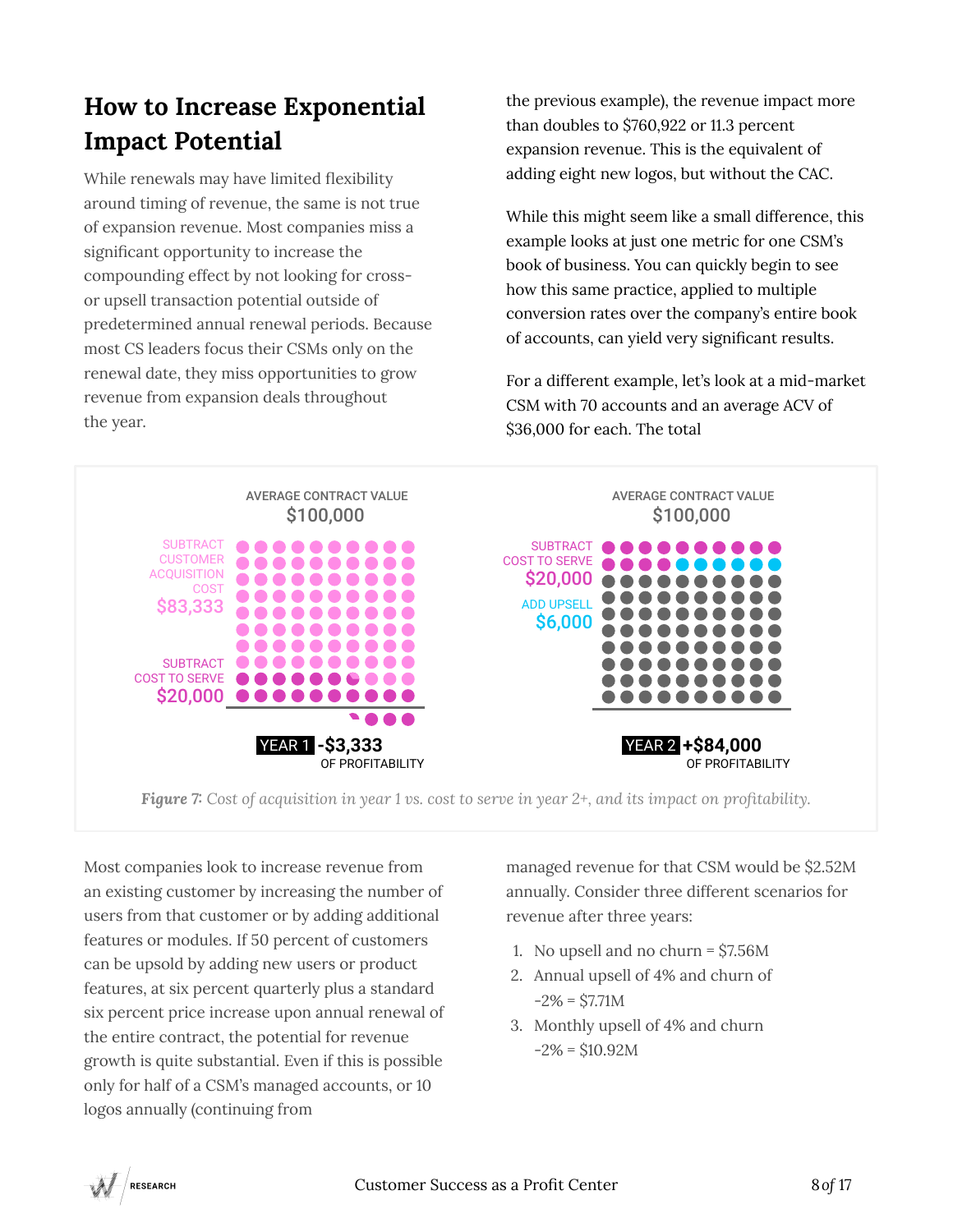## How to Increase Exponential Impact Potential

While renewals may have limited flexibility around timing of revenue, the same is not true of expansion revenue. Most companies miss a significant opportunity to increase the compounding effect by not looking for cross- or upsell transaction potential outside of predetermined annual renewal periods. Because most CS leaders focus their CSMs only on the renewal date, they miss opportunities to grow revenue from expansion deals throughout the year.

Most companies look to increase revenue from an existing customer by increasing the number of users from that customer or by adding additional features or modules. If 50 percent of customers can be upsold by adding new users or product features, at six percent quarterly plus a standard six percent price increase upon annual renewal of the entire contract, the potential for revenue growth is quite substantial. Even if this is possible only for half of a CSM's managed accounts, or 10 logos annually (continuing from the previous example), the revenue impact more than doubles to $760,922 or 11.3 percent expansion revenue. This is the equivalent of adding eight new logos, but without the CAC.

While this might seem like a small difference, this example looks at just one metric for one CSM's book of business. You can quickly begin to see how this same practice, applied to multiple conversion rates over the company's entire book of accounts, can yield very significant results.

For a different example, let's look at a mid-market CSM with 70 accounts and an average ACV of $36,000 for each. The total managed revenue for that CSM would be $2.52M annually. Consider three different scenarios for revenue after three years:

1. No upsell and no churn = $7.56M
2. Annual upsell of 4% and churn of -2% = $7.71M
3. Monthly upsell of 4% and churn -2% = $10.92M

AVERAGE CONTRACT VALUE $100,000 — SUBTRACT CUSTOMER ACQUISITION COST $83,333 — SUBTRACT COST TO SERVE $20,000 — YEAR 1 -$3,333 OF PROFITABILITY

AVERAGE CONTRACT VALUE $100,000 — SUBTRACT COST TO SERVE $20,000 — ADD UPSELL $6,000 — YEAR 2 +$84,000 OF PROFITABILITY

*Figure 7: Cost of acquisition in year 1 vs. cost to serve in year 2+, and its impact on profitability.*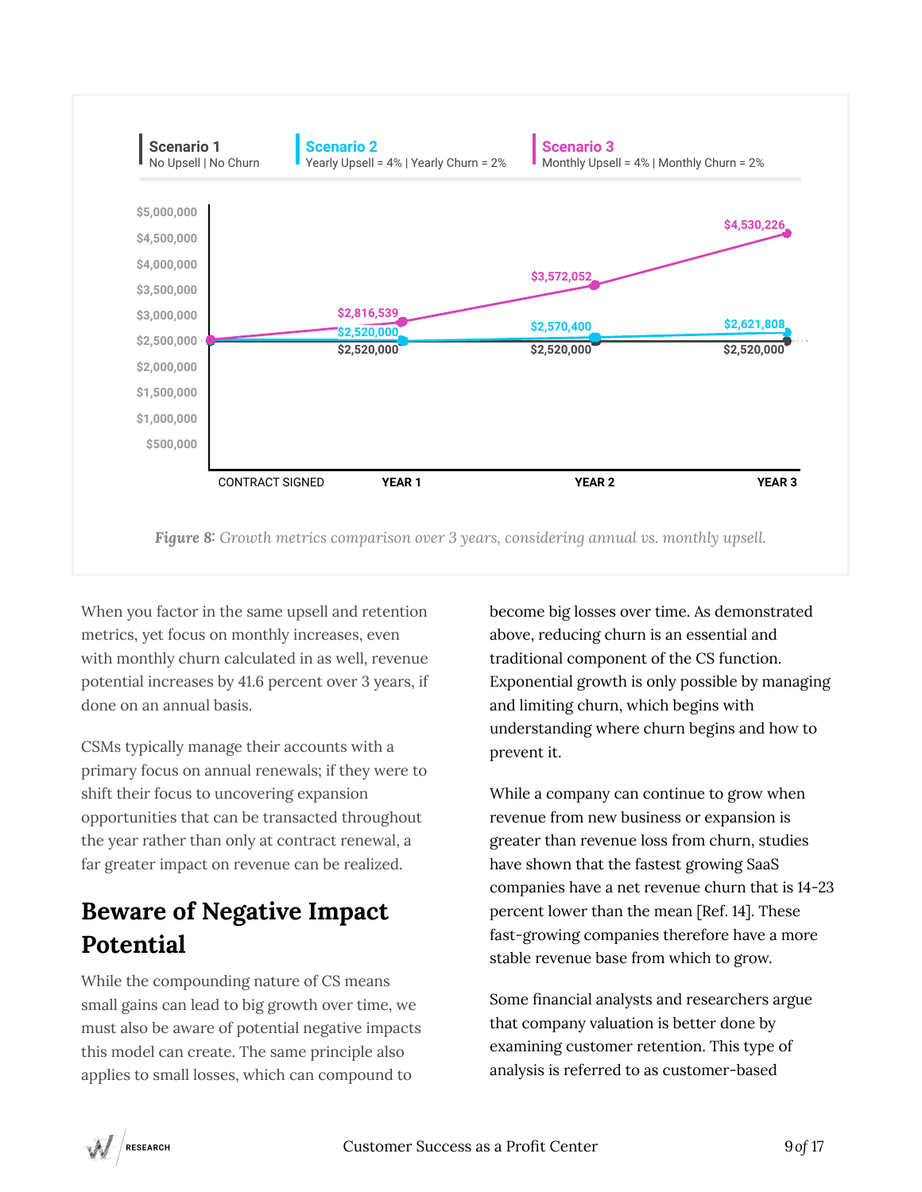| | Scenario 1: No Upsell, No Churn | Scenario 2: Yearly Upsell = 4%, Yearly Churn = 2% | Scenario 3: Monthly Upsell = 4%, Monthly Churn = 2% |
| --- | --- | --- | --- |
| Year 1 | $2,520,000 | $2,520,000 | $2,816,539 |
| Year 2 | $2,520,000 | $2,570,400 | $3,572,052 |
| Year 3 | $2,520,000 | $2,621,808 | $4,530,226 |

*Figure 8: Growth metrics comparison over 3 years, considering annual vs. monthly upsell.*

When you factor in the same upsell and retention metrics, yet focus on monthly increases, even with monthly churn calculated in as well, revenue potential increases by 41.6 percent over 3 years, if done on an annual basis.

CSMs typically manage their accounts with a primary focus on annual renewals; if they were to shift their focus to uncovering expansion opportunities that can be transacted throughout the year rather than only at contract renewal, a far greater impact on revenue can be realized.

## Beware of Negative Impact Potential

While the compounding nature of CS means small gains can lead to big growth over time, we must also be aware of potential negative impacts this model can create. The same principle also applies to small losses, which can compound to become big losses over time. As demonstrated above, reducing churn is an essential and traditional component of the CS function. Exponential growth is only possible by managing and limiting churn, which begins with understanding where churn begins and how to prevent it.

While a company can continue to grow when revenue from new business or expansion is greater than revenue loss from churn, studies have shown that the fastest growing SaaS companies have a net revenue churn that is 14-23 percent lower than the mean [Ref. 14]. These fast-growing companies therefore have a more stable revenue base from which to grow.

Some financial analysts and researchers argue that company valuation is better done by examining customer retention. This type of analysis is referred to as customer-based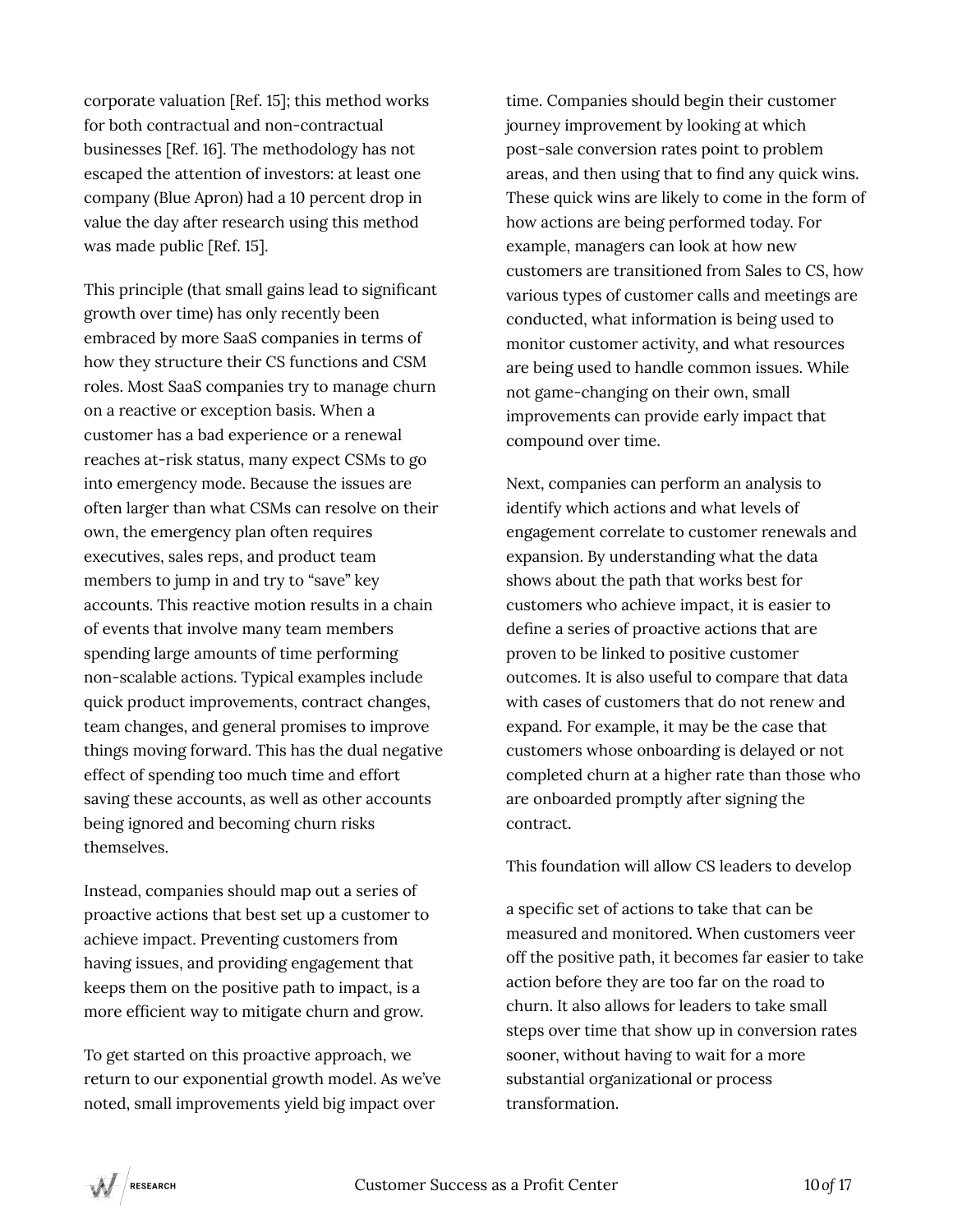corporate valuation [Ref. 15]; this method works for both contractual and non-contractual businesses [Ref. 16]. The methodology has not escaped the attention of investors: at least one company (Blue Apron) had a 10 percent drop in value the day after research using this method was made public [Ref. 15].

This principle (that small gains lead to significant growth over time) has only recently been embraced by more SaaS companies in terms of how they structure their CS functions and CSM roles. Most SaaS companies try to manage churn on a reactive or exception basis. When a customer has a bad experience or a renewal reaches at-risk status, many expect CSMs to go into emergency mode. Because the issues are often larger than what CSMs can resolve on their own, the emergency plan often requires executives, sales reps, and product team members to jump in and try to "save" key accounts. This reactive motion results in a chain of events that involve many team members spending large amounts of time performing non-scalable actions. Typical examples include quick product improvements, contract changes, team changes, and general promises to improve things moving forward. This has the dual negative effect of spending too much time and effort saving these accounts, as well as other accounts being ignored and becoming churn risks themselves.

Instead, companies should map out a series of proactive actions that best set up a customer to achieve impact. Preventing customers from having issues, and providing engagement that keeps them on the positive path to impact, is a more efficient way to mitigate churn and grow.

To get started on this proactive approach, we return to our exponential growth model. As we've noted, small improvements yield big impact over time. Companies should begin their customer journey improvement by looking at which post-sale conversion rates point to problem areas, and then using that to find any quick wins. These quick wins are likely to come in the form of how actions are being performed today. For example, managers can look at how new customers are transitioned from Sales to CS, how various types of customer calls and meetings are conducted, what information is being used to monitor customer activity, and what resources are being used to handle common issues. While not game-changing on their own, small improvements can provide early impact that compound over time.

Next, companies can perform an analysis to identify which actions and what levels of engagement correlate to customer renewals and expansion. By understanding what the data shows about the path that works best for customers who achieve impact, it is easier to define a series of proactive actions that are proven to be linked to positive customer outcomes. It is also useful to compare that data with cases of customers that do not renew and expand. For example, it may be the case that customers whose onboarding is delayed or not completed churn at a higher rate than those who are onboarded promptly after signing the contract.

This foundation will allow CS leaders to develop a specific set of actions to take that can be measured and monitored. When customers veer off the positive path, it becomes far easier to take action before they are too far on the road to churn. It also allows for leaders to take small steps over time that show up in conversion rates sooner, without having to wait for a more substantial organizational or process transformation.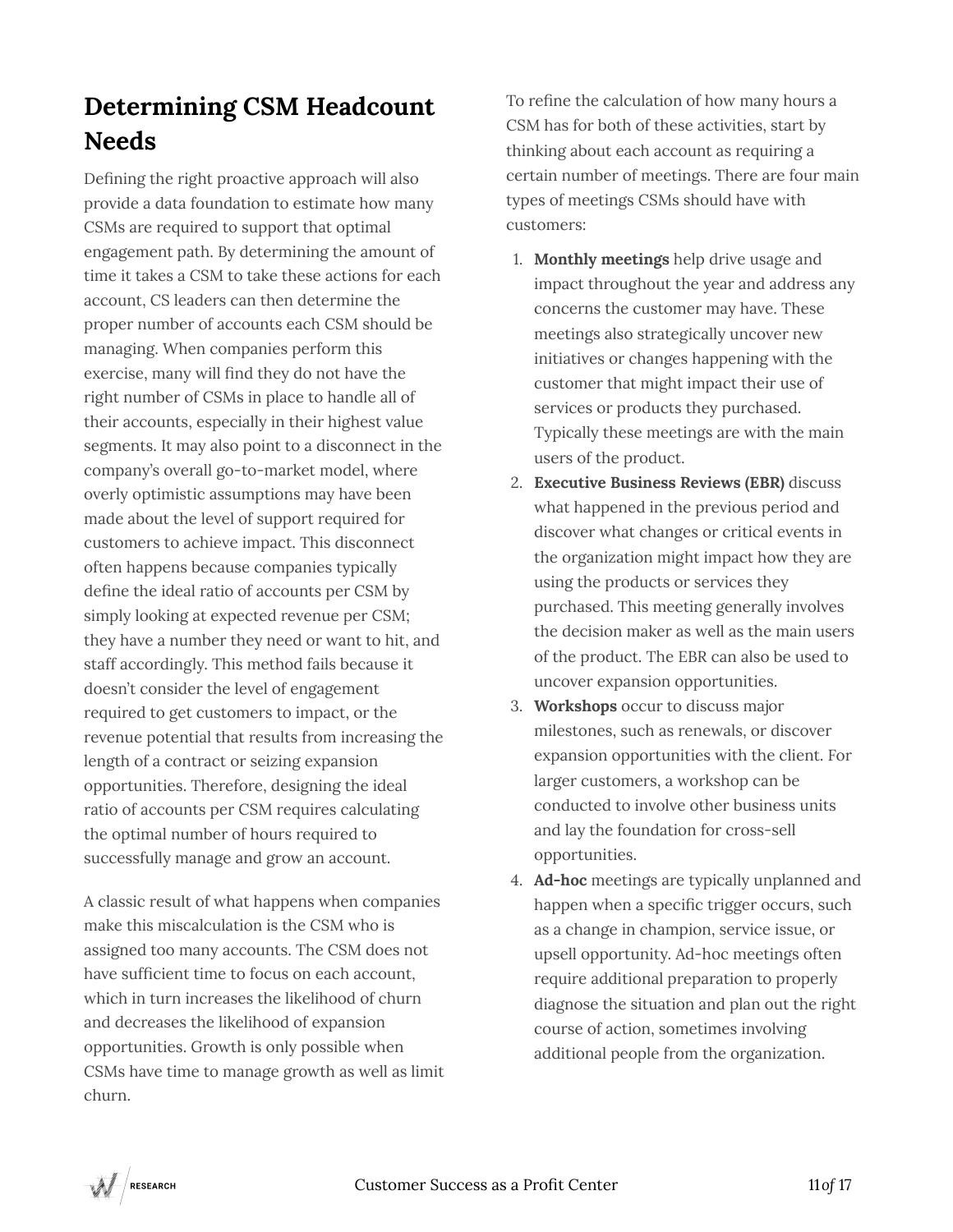## Determining CSM Headcount Needs

Defining the right proactive approach will also provide a data foundation to estimate how many CSMs are required to support that optimal engagement path. By determining the amount of time it takes a CSM to take these actions for each account, CS leaders can then determine the proper number of accounts each CSM should be managing. When companies perform this exercise, many will find they do not have the right number of CSMs in place to handle all of their accounts, especially in their highest value segments. It may also point to a disconnect in the company's overall go-to-market model, where overly optimistic assumptions may have been made about the level of support required for customers to achieve impact. This disconnect often happens because companies typically define the ideal ratio of accounts per CSM by simply looking at expected revenue per CSM; they have a number they need or want to hit, and staff accordingly. This method fails because it doesn't consider the level of engagement required to get customers to impact, or the revenue potential that results from increasing the length of a contract or seizing expansion opportunities. Therefore, designing the ideal ratio of accounts per CSM requires calculating the optimal number of hours required to successfully manage and grow an account.

A classic result of what happens when companies make this miscalculation is the CSM who is assigned too many accounts. The CSM does not have sufficient time to focus on each account, which in turn increases the likelihood of churn and decreases the likelihood of expansion opportunities. Growth is only possible when CSMs have time to manage growth as well as limit churn.

To refine the calculation of how many hours a CSM has for both of these activities, start by thinking about each account as requiring a certain number of meetings. There are four main types of meetings CSMs should have with customers:

1. **Monthly meetings** help drive usage and impact throughout the year and address any concerns the customer may have. These meetings also strategically uncover new initiatives or changes happening with the customer that might impact their use of services or products they purchased. Typically these meetings are with the main users of the product.
2. **Executive Business Reviews (EBR)** discuss what happened in the previous period and discover what changes or critical events in the organization might impact how they are using the products or services they purchased. This meeting generally involves the decision maker as well as the main users of the product. The EBR can also be used to uncover expansion opportunities.
3. **Workshops** occur to discuss major milestones, such as renewals, or discover expansion opportunities with the client. For larger customers, a workshop can be conducted to involve other business units and lay the foundation for cross-sell opportunities.
4. **Ad-hoc** meetings are typically unplanned and happen when a specific trigger occurs, such as a change in champion, service issue, or upsell opportunity. Ad-hoc meetings often require additional preparation to properly diagnose the situation and plan out the right course of action, sometimes involving additional people from the organization.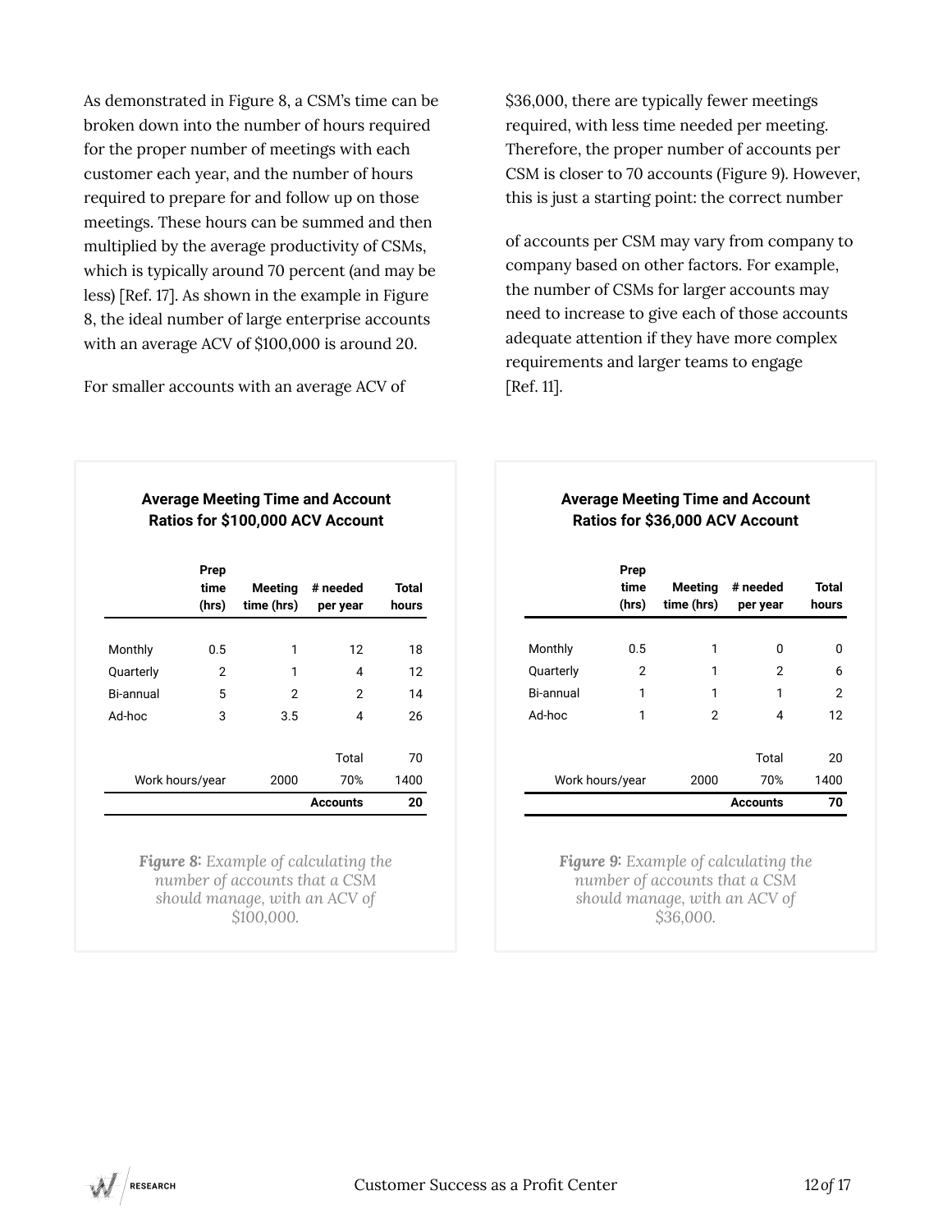As demonstrated in Figure 8, a CSM's time can be broken down into the number of hours required for the proper number of meetings with each customer each year, and the number of hours required to prepare for and follow up on those meetings. These hours can be summed and then multiplied by the average productivity of CSMs, which is typically around 70 percent (and may be less) [Ref. 17]. As shown in the example in Figure 8, the ideal number of large enterprise accounts with an average ACV of $100,000 is around 20.

For smaller accounts with an average ACV of $36,000, there are typically fewer meetings required, with less time needed per meeting. Therefore, the proper number of accounts per CSM is closer to 70 accounts (Figure 9). However, this is just a starting point: the correct number of accounts per CSM may vary from company to company based on other factors. For example, the number of CSMs for larger accounts may need to increase to give each of those accounts adequate attention if they have more complex requirements and larger teams to engage [Ref. 11].

**Average Meeting Time and Account Ratios for $100,000 ACV Account**

| | Prep time (hrs) | Meeting time (hrs) | # needed per year | Total hours |
|---|---|---|---|---|
| Monthly | 0.5 | 1 | 12 | 18 |
| Quarterly | 2 | 1 | 4 | 12 |
| Bi-annual | 5 | 2 | 2 | 14 |
| Ad-hoc | 3 | 3.5 | 4 | 26 |
| | | | Total | 70 |
| Work hours/year | | 2000 | 70% | 1400 |
| | | | **Accounts** | **20** |

*Figure 8: Example of calculating the number of accounts that a CSM should manage, with an ACV of $100,000.*

**Average Meeting Time and Account Ratios for $36,000 ACV Account**

| | Prep time (hrs) | Meeting time (hrs) | # needed per year | Total hours |
|---|---|---|---|---|
| Monthly | 0.5 | 1 | 0 | 0 |
| Quarterly | 2 | 1 | 2 | 6 |
| Bi-annual | 1 | 1 | 1 | 2 |
| Ad-hoc | 1 | 2 | 4 | 12 |
| | | | Total | 20 |
| Work hours/year | | 2000 | 70% | 1400 |
| | | | **Accounts** | **70** |

*Figure 9: Example of calculating the number of accounts that a CSM should manage, with an ACV of $36,000.*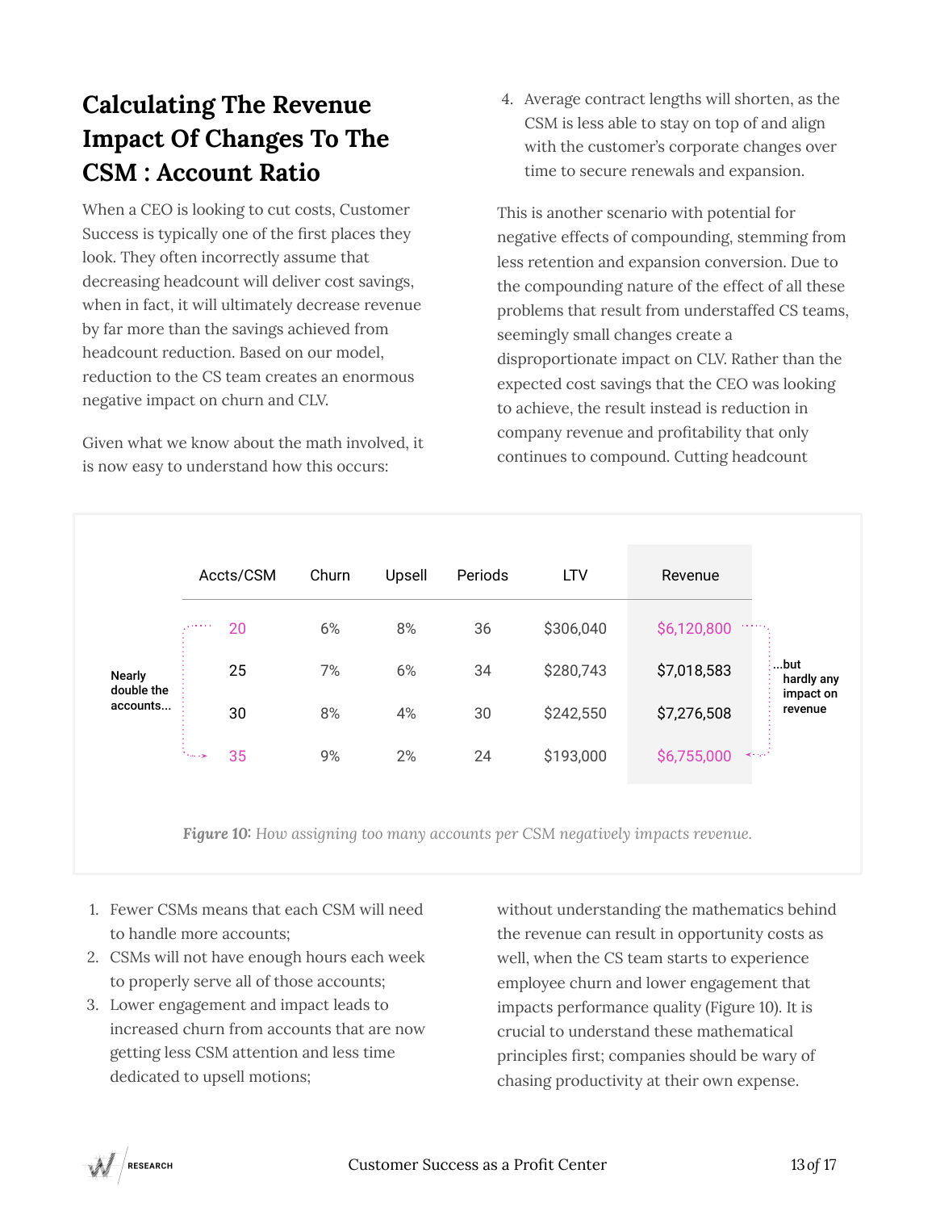## Calculating The Revenue Impact Of Changes To The CSM : Account Ratio

When a CEO is looking to cut costs, Customer Success is typically one of the first places they look. They often incorrectly assume that decreasing headcount will deliver cost savings, when in fact, it will ultimately decrease revenue by far more than the savings achieved from headcount reduction. Based on our model, reduction to the CS team creates an enormous negative impact on churn and CLV.

Given what we know about the math involved, it is now easy to understand how this occurs:

1. Fewer CSMs means that each CSM will need to handle more accounts;
2. CSMs will not have enough hours each week to properly serve all of those accounts;
3. Lower engagement and impact leads to increased churn from accounts that are now getting less CSM attention and less time dedicated to upsell motions;
4. Average contract lengths will shorten, as the CSM is less able to stay on top of and align with the customer's corporate changes over time to secure renewals and expansion.

This is another scenario with potential for negative effects of compounding, stemming from less retention and expansion conversion. Due to the compounding nature of the effect of all these problems that result from understaffed CS teams, seemingly small changes create a disproportionate impact on CLV. Rather than the expected cost savings that the CEO was looking to achieve, the result instead is reduction in company revenue and profitability that only continues to compound. Cutting headcount without understanding the mathematics behind the revenue can result in opportunity costs as well, when the CS team starts to experience employee churn and lower engagement that impacts performance quality (Figure 10). It is crucial to understand these mathematical principles first; companies should be wary of chasing productivity at their own expense.

| Accts/CSM | Churn | Upsell | Periods | LTV | Revenue |
|---|---|---|---|---|---|
| 20 | 6% | 8% | 36 | $306,040 | $6,120,800 |
| 25 | 7% | 6% | 34 | $280,743 | $7,018,583 |
| 30 | 8% | 4% | 30 | $242,550 | $7,276,508 |
| 35 | 9% | 2% | 24 | $193,000 | $6,755,000 |

Nearly double the accounts... ...but hardly any impact on revenue

*Figure 10: How assigning too many accounts per CSM negatively impacts revenue.*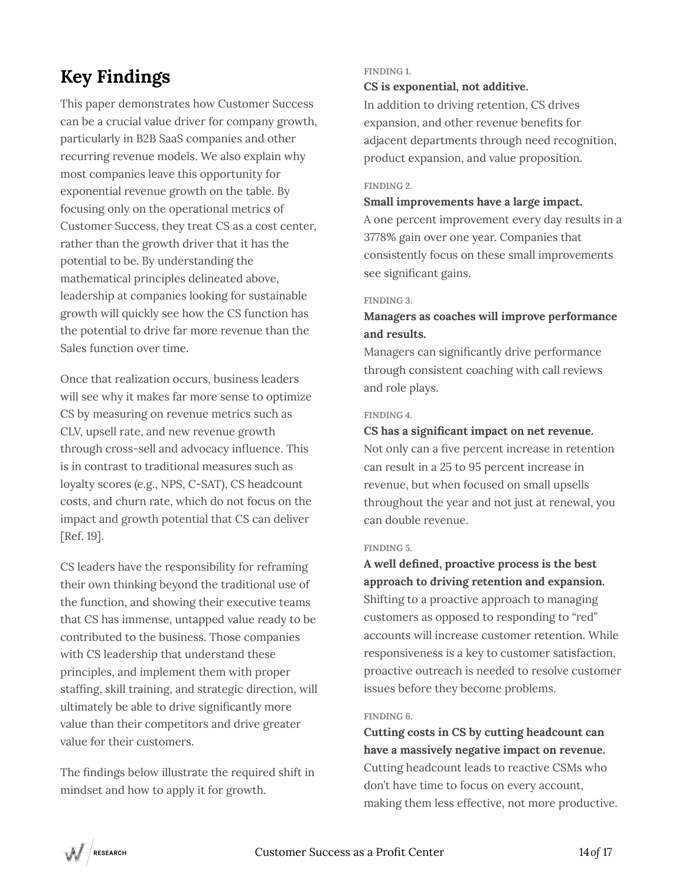## Key Findings

This paper demonstrates how Customer Success can be a crucial value driver for company growth, particularly in B2B SaaS companies and other recurring revenue models. We also explain why most companies leave this opportunity for exponential revenue growth on the table. By focusing only on the operational metrics of Customer Success, they treat CS as a cost center, rather than the growth driver that it has the potential to be. By understanding the mathematical principles delineated above, leadership at companies looking for sustainable growth will quickly see how the CS function has the potential to drive far more revenue than the Sales function over time.

Once that realization occurs, business leaders will see why it makes far more sense to optimize CS by measuring on revenue metrics such as CLV, upsell rate, and new revenue growth through cross-sell and advocacy influence. This is in contrast to traditional measures such as loyalty scores (e.g., NPS, C-SAT), CS headcount costs, and churn rate, which do not focus on the impact and growth potential that CS can deliver [Ref. 19].

CS leaders have the responsibility for reframing their own thinking beyond the traditional use of the function, and showing their executive teams that CS has immense, untapped value ready to be contributed to the business. Those companies with CS leadership that understand these principles, and implement them with proper staffing, skill training, and strategic direction, will ultimately be able to drive significantly more value than their competitors and drive greater value for their customers.

The findings below illustrate the required shift in mindset and how to apply it for growth.

FINDING 1.

**CS is exponential, not additive.**

In addition to driving retention, CS drives expansion, and other revenue benefits for adjacent departments through need recognition, product expansion, and value proposition.

FINDING 2.

**Small improvements have a large impact.**

A one percent improvement every day results in a 3778% gain over one year. Companies that consistently focus on these small improvements see significant gains.

FINDING 3.

**Managers as coaches will improve performance and results.**

Managers can significantly drive performance through consistent coaching with call reviews and role plays.

FINDING 4.

**CS has a significant impact on net revenue.**

Not only can a five percent increase in retention can result in a 25 to 95 percent increase in revenue, but when focused on small upsells throughout the year and not just at renewal, you can double revenue.

FINDING 5.

**A well defined, proactive process is the best approach to driving retention and expansion.**

Shifting to a proactive approach to managing customers as opposed to responding to "red" accounts will increase customer retention. While responsiveness is a key to customer satisfaction, proactive outreach is needed to resolve customer issues before they become problems.

FINDING 6.

**Cutting costs in CS by cutting headcount can have a massively negative impact on revenue.**

Cutting headcount leads to reactive CSMs who don't have time to focus on every account, making them less effective, not more productive.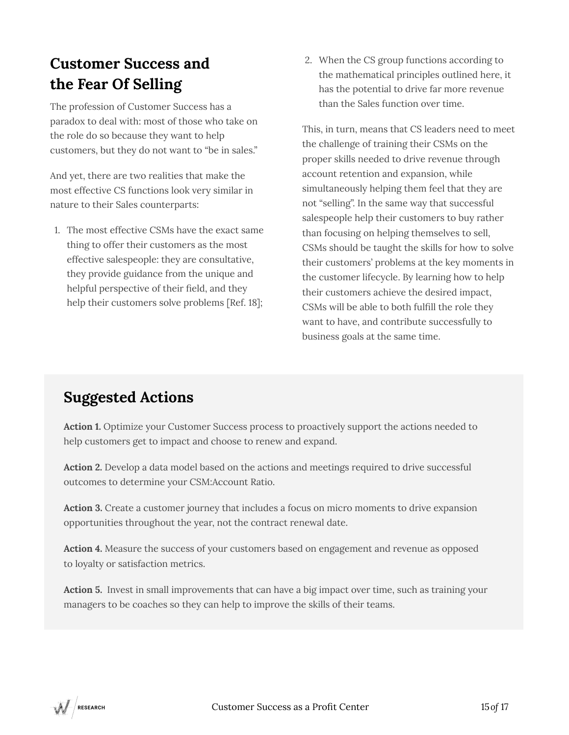## Customer Success and the Fear Of Selling

The profession of Customer Success has a paradox to deal with: most of those who take on the role do so because they want to help customers, but they do not want to "be in sales."

And yet, there are two realities that make the most effective CS functions look very similar in nature to their Sales counterparts:

1. The most effective CSMs have the exact same thing to offer their customers as the most effective salespeople: they are consultative, they provide guidance from the unique and helpful perspective of their field, and they help their customers solve problems [Ref. 18];
2. When the CS group functions according to the mathematical principles outlined here, it has the potential to drive far more revenue than the Sales function over time.

This, in turn, means that CS leaders need to meet the challenge of training their CSMs on the proper skills needed to drive revenue through account retention and expansion, while simultaneously helping them feel that they are not "selling". In the same way that successful salespeople help their customers to buy rather than focusing on helping themselves to sell, CSMs should be taught the skills for how to solve their customers' problems at the key moments in the customer lifecycle. By learning how to help their customers achieve the desired impact, CSMs will be able to both fulfill the role they want to have, and contribute successfully to business goals at the same time.

## Suggested Actions

**Action 1.** Optimize your Customer Success process to proactively support the actions needed to help customers get to impact and choose to renew and expand.

**Action 2.** Develop a data model based on the actions and meetings required to drive successful outcomes to determine your CSM:Account Ratio.

**Action 3.** Create a customer journey that includes a focus on micro moments to drive expansion opportunities throughout the year, not the contract renewal date.

**Action 4.** Measure the success of your customers based on engagement and revenue as opposed to loyalty or satisfaction metrics.

**Action 5.** Invest in small improvements that can have a big impact over time, such as training your managers to be coaches so they can help to improve the skills of their teams.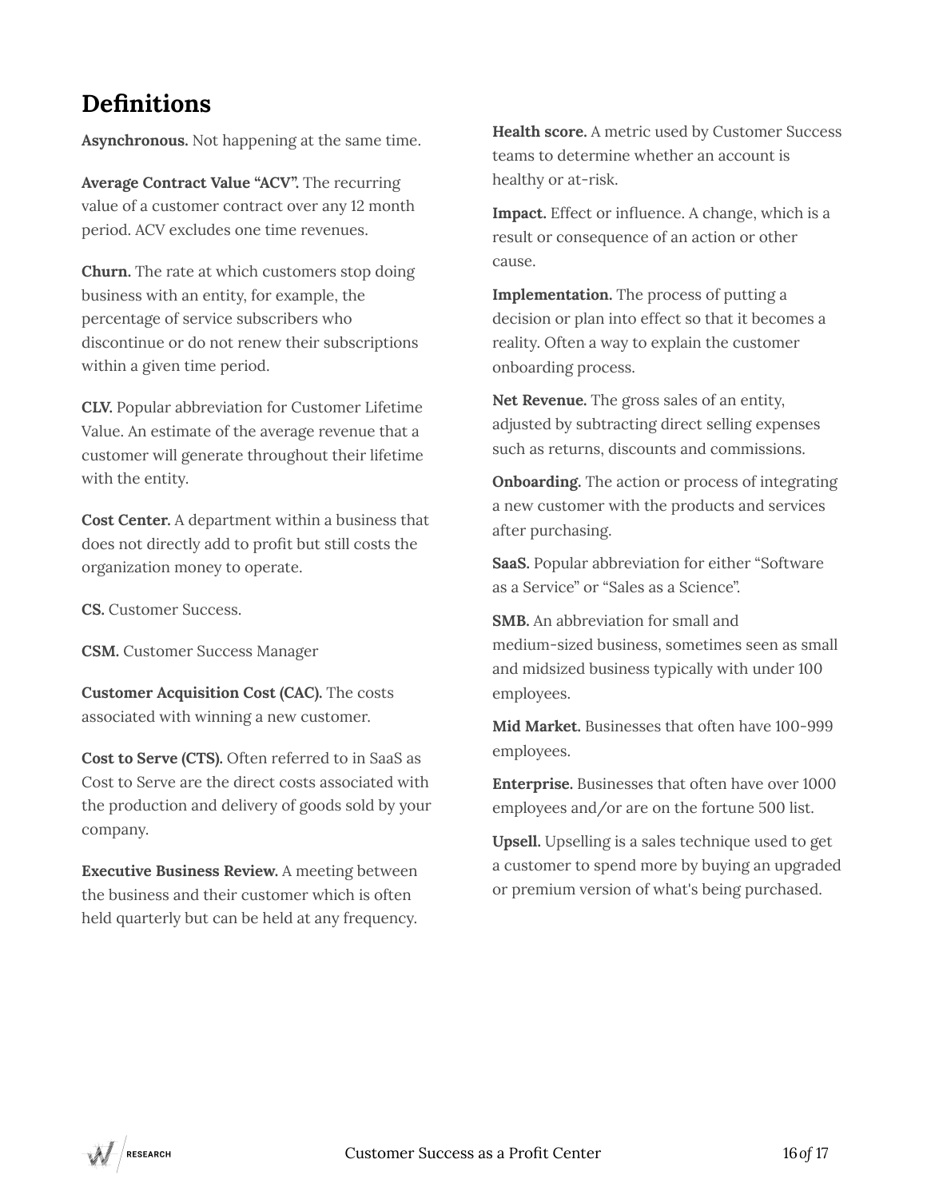## Definitions

**Asynchronous.** Not happening at the same time.

**Average Contract Value "ACV".** The recurring value of a customer contract over any 12 month period. ACV excludes one time revenues.

**Churn.** The rate at which customers stop doing business with an entity, for example, the percentage of service subscribers who discontinue or do not renew their subscriptions within a given time period.

**CLV.** Popular abbreviation for Customer Lifetime Value. An estimate of the average revenue that a customer will generate throughout their lifetime with the entity.

**Cost Center.** A department within a business that does not directly add to profit but still costs the organization money to operate.

**CS.** Customer Success.

**CSM.** Customer Success Manager

**Customer Acquisition Cost (CAC).** The costs associated with winning a new customer.

**Cost to Serve (CTS).** Often referred to in SaaS as Cost to Serve are the direct costs associated with the production and delivery of goods sold by your company.

**Executive Business Review.** A meeting between the business and their customer which is often held quarterly but can be held at any frequency.

**Health score.** A metric used by Customer Success teams to determine whether an account is healthy or at-risk.

**Impact.** Effect or influence. A change, which is a result or consequence of an action or other cause.

**Implementation.** The process of putting a decision or plan into effect so that it becomes a reality. Often a way to explain the customer onboarding process.

**Net Revenue.** The gross sales of an entity, adjusted by subtracting direct selling expenses such as returns, discounts and commissions.

**Onboarding.** The action or process of integrating a new customer with the products and services after purchasing.

**SaaS.** Popular abbreviation for either "Software as a Service" or "Sales as a Science".

**SMB.** An abbreviation for small and medium-sized business, sometimes seen as small and midsized business typically with under 100 employees.

**Mid Market.** Businesses that often have 100-999 employees.

**Enterprise.** Businesses that often have over 1000 employees and/or are on the fortune 500 list.

**Upsell.** Upselling is a sales technique used to get a customer to spend more by buying an upgraded or premium version of what's being purchased.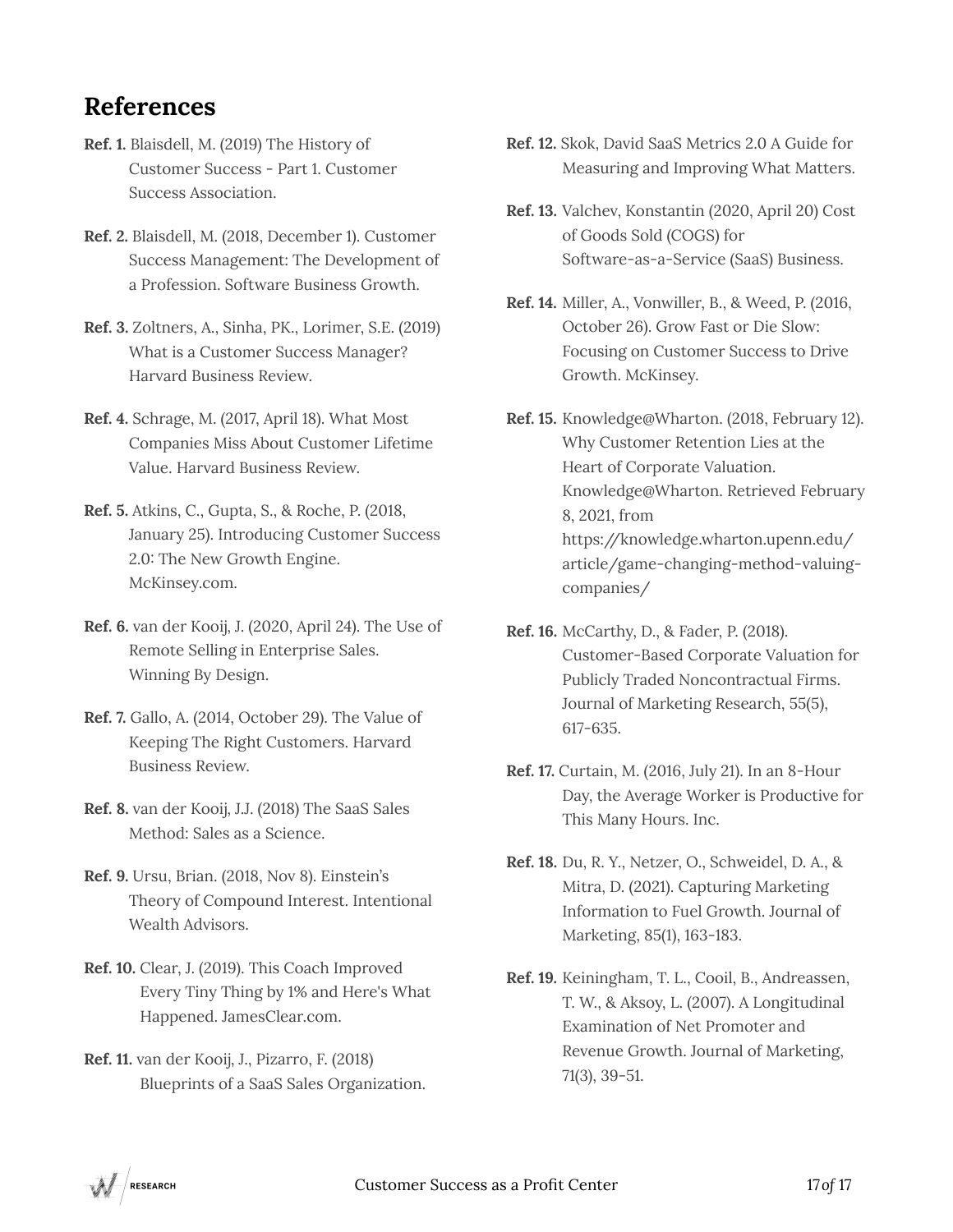## References

**Ref. 1.** Blaisdell, M. (2019) The History of Customer Success - Part 1. Customer Success Association.

**Ref. 2.** Blaisdell, M. (2018, December 1). Customer Success Management: The Development of a Profession. Software Business Growth.

**Ref. 3.** Zoltners, A., Sinha, PK., Lorimer, S.E. (2019) What is a Customer Success Manager? Harvard Business Review.

**Ref. 4.** Schrage, M. (2017, April 18). What Most Companies Miss About Customer Lifetime Value. Harvard Business Review.

**Ref. 5.** Atkins, C., Gupta, S., & Roche, P. (2018, January 25). Introducing Customer Success 2.0: The New Growth Engine. McKinsey.com.

**Ref. 6.** van der Kooij, J. (2020, April 24). The Use of Remote Selling in Enterprise Sales. Winning By Design.

**Ref. 7.** Gallo, A. (2014, October 29). The Value of Keeping The Right Customers. Harvard Business Review.

**Ref. 8.** van der Kooij, J.J. (2018) The SaaS Sales Method: Sales as a Science.

**Ref. 9.** Ursu, Brian. (2018, Nov 8). Einstein's Theory of Compound Interest. Intentional Wealth Advisors.

**Ref. 10.** Clear, J. (2019). This Coach Improved Every Tiny Thing by 1% and Here's What Happened. JamesClear.com.

**Ref. 11.** van der Kooij, J., Pizarro, F. (2018) Blueprints of a SaaS Sales Organization.

**Ref. 12.** Skok, David SaaS Metrics 2.0 A Guide for Measuring and Improving What Matters.

**Ref. 13.** Valchev, Konstantin (2020, April 20) Cost of Goods Sold (COGS) for Software-as-a-Service (SaaS) Business.

**Ref. 14.** Miller, A., Vonwiller, B., & Weed, P. (2016, October 26). Grow Fast or Die Slow: Focusing on Customer Success to Drive Growth. McKinsey.

**Ref. 15.** Knowledge@Wharton. (2018, February 12). Why Customer Retention Lies at the Heart of Corporate Valuation. Knowledge@Wharton. Retrieved February 8, 2021, from https://knowledge.wharton.upenn.edu/article/game-changing-method-valuing-companies/

**Ref. 16.** McCarthy, D., & Fader, P. (2018). Customer-Based Corporate Valuation for Publicly Traded Noncontractual Firms. Journal of Marketing Research, 55(5), 617-635.

**Ref. 17.** Curtain, M. (2016, July 21). In an 8-Hour Day, the Average Worker is Productive for This Many Hours. Inc.

**Ref. 18.** Du, R. Y., Netzer, O., Schweidel, D. A., & Mitra, D. (2021). Capturing Marketing Information to Fuel Growth. Journal of Marketing, 85(1), 163-183.

**Ref. 19.** Keiningham, T. L., Cooil, B., Andreassen, T. W., & Aksoy, L. (2007). A Longitudinal Examination of Net Promoter and Revenue Growth. Journal of Marketing, 71(3), 39-51.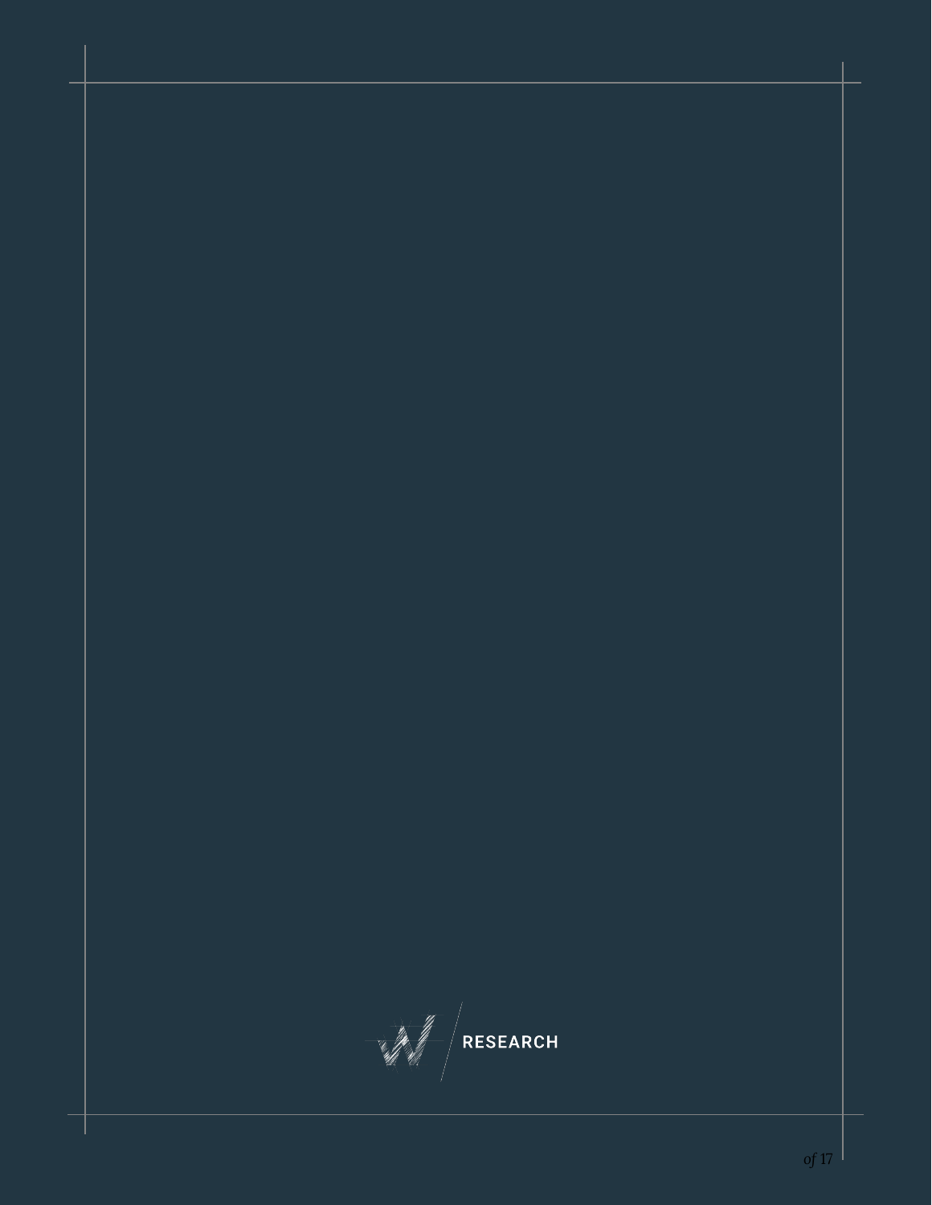RESEARCH